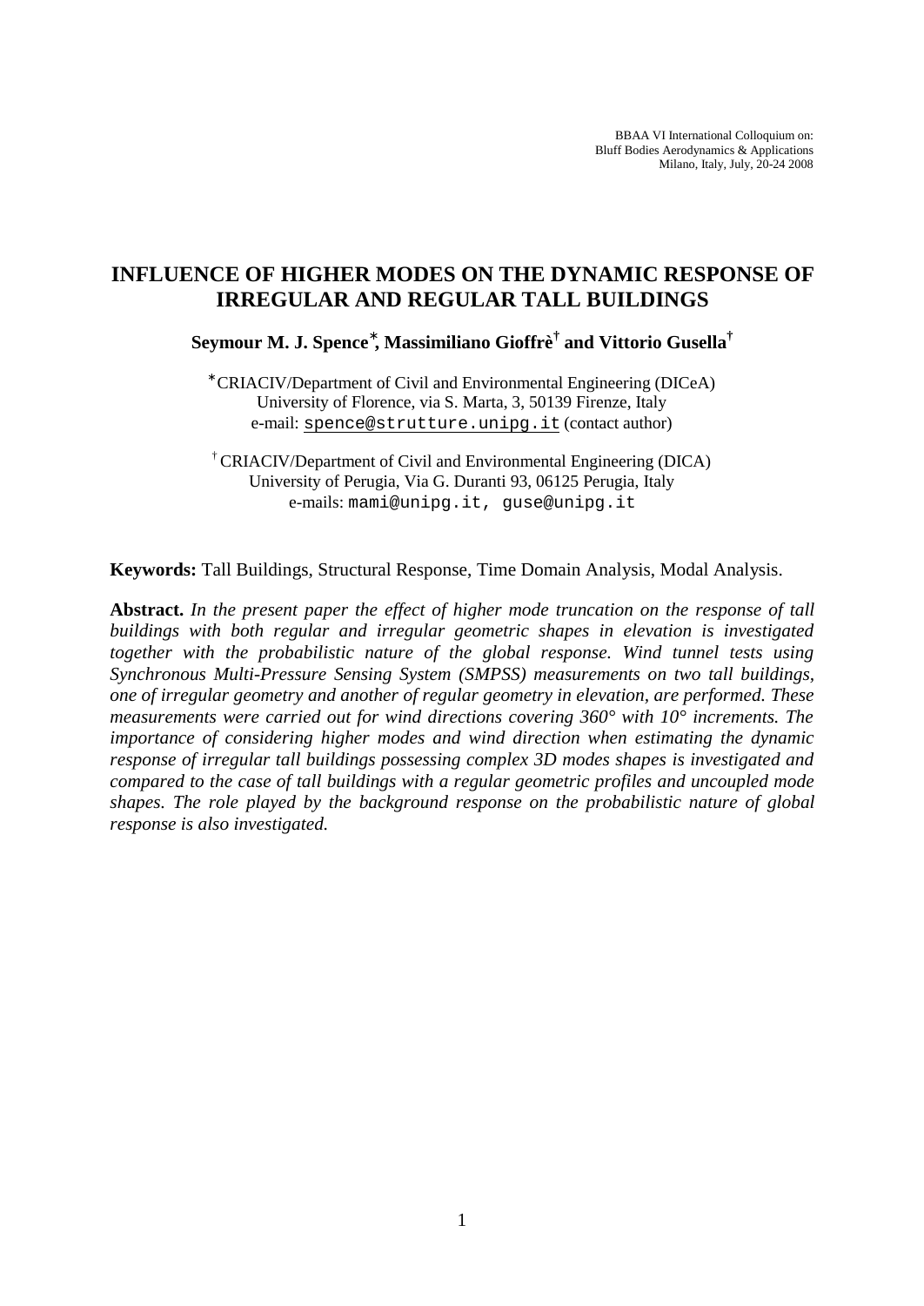BBAA VI International Colloquium on:
Bluff Bodies Aerodynamics & Applications
Milano, Italy, July, 20-24 2008

# INFLUENCE OF HIGHER MODES ON THE DYNAMIC RESPONSE OF IRREGULAR AND REGULAR TALL BUILDINGS

**Seymour M. J. Spence[∗], Massimiliano Gioffrè[†] and Vittorio Gusella[†]**

[∗] CRIACIV/Department of Civil and Environmental Engineering (DICeA)
University of Florence, via S. Marta, 3, 50139 Firenze, Italy
e-mail: spence@strutture.unipg.it (contact author)

[†] CRIACIV/Department of Civil and Environmental Engineering (DICA)
University of Perugia, Via G. Duranti 93, 06125 Perugia, Italy
e-mails: mami@unipg.it, guse@unipg.it

**Keywords:** Tall Buildings, Structural Response, Time Domain Analysis, Modal Analysis.

**Abstract.** *In the present paper the effect of higher mode truncation on the response of tall buildings with both regular and irregular geometric shapes in elevation is investigated together with the probabilistic nature of the global response. Wind tunnel tests using Synchronous Multi-Pressure Sensing System (SMPSS) measurements on two tall buildings, one of irregular geometry and another of regular geometry in elevation, are performed. These measurements were carried out for wind directions covering 360° with 10° increments. The importance of considering higher modes and wind direction when estimating the dynamic response of irregular tall buildings possessing complex 3D modes shapes is investigated and compared to the case of tall buildings with a regular geometric profiles and uncoupled mode shapes. The role played by the background response on the probabilistic nature of global response is also investigated.*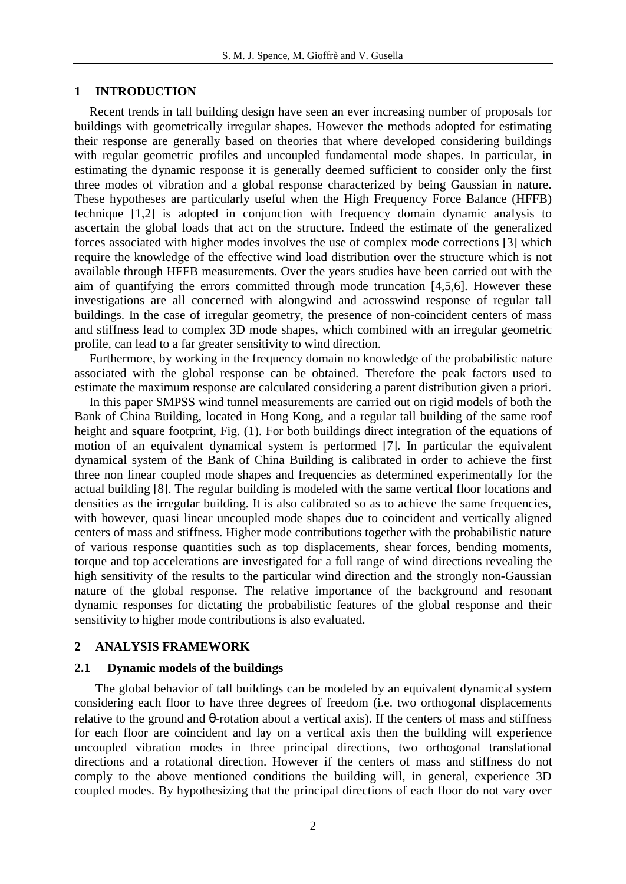## 1 INTRODUCTION

Recent trends in tall building design have seen an ever increasing number of proposals for buildings with geometrically irregular shapes. However the methods adopted for estimating their response are generally based on theories that where developed considering buildings with regular geometric profiles and uncoupled fundamental mode shapes. In particular, in estimating the dynamic response it is generally deemed sufficient to consider only the first three modes of vibration and a global response characterized by being Gaussian in nature. These hypotheses are particularly useful when the High Frequency Force Balance (HFFB) technique [1,2] is adopted in conjunction with frequency domain dynamic analysis to ascertain the global loads that act on the structure. Indeed the estimate of the generalized forces associated with higher modes involves the use of complex mode corrections [3] which require the knowledge of the effective wind load distribution over the structure which is not available through HFFB measurements. Over the years studies have been carried out with the aim of quantifying the errors committed through mode truncation [4,5,6]. However these investigations are all concerned with alongwind and acrosswind response of regular tall buildings. In the case of irregular geometry, the presence of non-coincident centers of mass and stiffness lead to complex 3D mode shapes, which combined with an irregular geometric profile, can lead to a far greater sensitivity to wind direction.

Furthermore, by working in the frequency domain no knowledge of the probabilistic nature associated with the global response can be obtained. Therefore the peak factors used to estimate the maximum response are calculated considering a parent distribution given a priori.

In this paper SMPSS wind tunnel measurements are carried out on rigid models of both the Bank of China Building, located in Hong Kong, and a regular tall building of the same roof height and square footprint, Fig. (1). For both buildings direct integration of the equations of motion of an equivalent dynamical system is performed [7]. In particular the equivalent dynamical system of the Bank of China Building is calibrated in order to achieve the first three non linear coupled mode shapes and frequencies as determined experimentally for the actual building [8]. The regular building is modeled with the same vertical floor locations and densities as the irregular building. It is also calibrated so as to achieve the same frequencies, with however, quasi linear uncoupled mode shapes due to coincident and vertically aligned centers of mass and stiffness. Higher mode contributions together with the probabilistic nature of various response quantities such as top displacements, shear forces, bending moments, torque and top accelerations are investigated for a full range of wind directions revealing the high sensitivity of the results to the particular wind direction and the strongly non-Gaussian nature of the global response. The relative importance of the background and resonant dynamic responses for dictating the probabilistic features of the global response and their sensitivity to higher mode contributions is also evaluated.

## 2 ANALYSIS FRAMEWORK

### 2.1 Dynamic models of the buildings

The global behavior of tall buildings can be modeled by an equivalent dynamical system considering each floor to have three degrees of freedom (i.e. two orthogonal displacements relative to the ground and $\theta$-rotation about a vertical axis). If the centers of mass and stiffness for each floor are coincident and lay on a vertical axis then the building will experience uncoupled vibration modes in three principal directions, two orthogonal translational directions and a rotational direction. However if the centers of mass and stiffness do not comply to the above mentioned conditions the building will, in general, experience 3D coupled modes. By hypothesizing that the principal directions of each floor do not vary over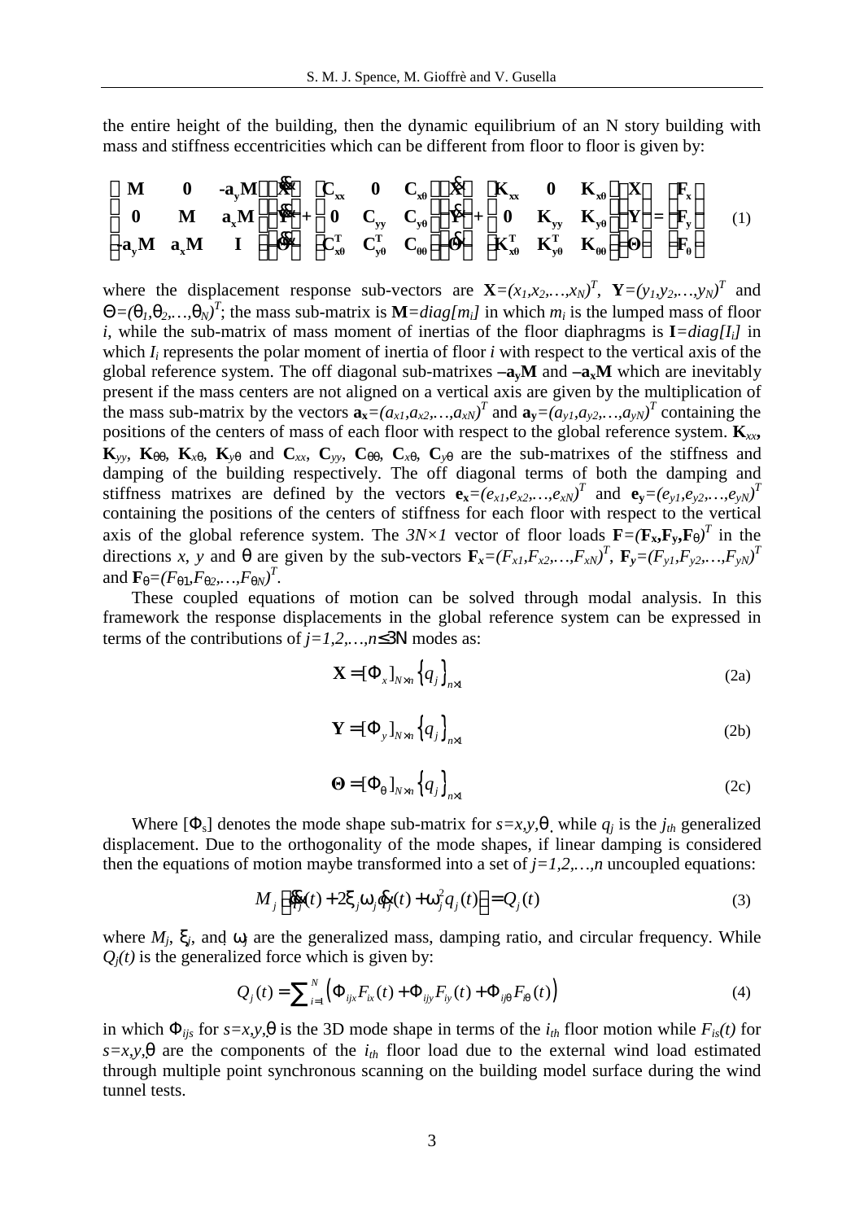the entire height of the building, then the dynamic equilibrium of an N story building with mass and stiffness eccentricities which can be different from floor to floor is given by:

$$\begin{bmatrix} \mathbf{M} & \mathbf{0} & -\mathbf{a_y M} \\ \mathbf{0} & \mathbf{M} & \mathbf{a_x M} \\ -\mathbf{a_y M} & \mathbf{a_x M} & \mathbf{I} \end{bmatrix} \begin{Bmatrix} \ddot{\mathbf{X}} \\ \ddot{\mathbf{Y}} \\ \ddot{\mathbf{\Theta}} \end{Bmatrix} + \begin{bmatrix} \mathbf{C_{xx}} & \mathbf{0} & \mathbf{C_{x\theta}} \\ \mathbf{0} & \mathbf{C_{yy}} & \mathbf{C_{y\theta}} \\ \mathbf{C_{x\theta}^T} & \mathbf{C_{y\theta}^T} & \mathbf{C_{\theta\theta}} \end{bmatrix} \begin{Bmatrix} \dot{\mathbf{X}} \\ \dot{\mathbf{Y}} \\ \dot{\mathbf{\Theta}} \end{Bmatrix} + \begin{bmatrix} \mathbf{K_{xx}} & \mathbf{0} & \mathbf{K_{x\theta}} \\ \mathbf{0} & \mathbf{K_{yy}} & \mathbf{K_{y\theta}} \\ \mathbf{K_{x\theta}^T} & \mathbf{K_{y\theta}^T} & \mathbf{K_{\theta\theta}} \end{bmatrix} \begin{Bmatrix} \mathbf{X} \\ \mathbf{Y} \\ \mathbf{\Theta} \end{Bmatrix} = \begin{Bmatrix} \mathbf{F_x} \\ \mathbf{F_y} \\ \mathbf{F_\theta} \end{Bmatrix} \quad (1)$$

where the displacement response sub-vectors are $\mathbf{X}=(x_1,x_2,\ldots,x_N)^T$, $\mathbf{Y}=(y_1,y_2,\ldots,y_N)^T$ and $\Theta=(\theta_1,\theta_2,\ldots,\theta_N)^T$; the mass sub-matrix is $\mathbf{M}=diag[m_i]$ in which $m_i$ is the lumped mass of floor $i$, while the sub-matrix of mass moment of inertias of the floor diaphragms is $\mathbf{I}=diag[I_i]$ in which $I_i$ represents the polar moment of inertia of floor $i$ with respect to the vertical axis of the global reference system. The off diagonal sub-matrixes $-\mathbf{a_y M}$ and $-\mathbf{a_x M}$ which are inevitably present if the mass centers are not aligned on a vertical axis are given by the multiplication of the mass sub-matrix by the vectors $\mathbf{a_x}=(a_{x1},a_{x2},\ldots,a_{xN})^T$ and $\mathbf{a_y}=(a_{y1},a_{y2},\ldots,a_{yN})^T$ containing the positions of the centers of mass of each floor with respect to the global reference system. $\mathbf{K}_{xx}$, $\mathbf{K}_{yy}$, $\mathbf{K}_{\theta\theta}$, $\mathbf{K}_{x\theta}$, $\mathbf{K}_{y\theta}$ and $\mathbf{C}_{xx}$, $\mathbf{C}_{yy}$, $\mathbf{C}_{\theta\theta}$, $\mathbf{C}_{x\theta}$, $\mathbf{C}_{y\theta}$ are the sub-matrixes of the stiffness and damping of the building respectively. The off diagonal terms of both the damping and stiffness matrixes are defined by the vectors $\mathbf{e_x}=(e_{x1},e_{x2},\ldots,e_{xN})^T$ and $\mathbf{e_y}=(e_{y1},e_{y2},\ldots,e_{yN})^T$ containing the positions of the centers of stiffness for each floor with respect to the vertical axis of the global reference system. The $3N\times1$ vector of floor loads $\mathbf{F}=(\mathbf{F_x},\mathbf{F_y},\mathbf{F_\theta})^T$ in the directions $x$, $y$ and $\theta$ are given by the sub-vectors $\mathbf{F_x}=(F_{x1},F_{x2},\ldots,F_{xN})^T$, $\mathbf{F_y}=(F_{y1},F_{y2},\ldots,F_{yN})^T$ and $\mathbf{F}_\theta=(F_{\theta1},F_{\theta2},\ldots,F_{\theta N})^T$.

These coupled equations of motion can be solved through modal analysis. In this framework the response displacements in the global reference system can be expressed in terms of the contributions of $j=1,2,\ldots,n\leq3N$ modes as:

$$\mathbf{X}=[\Phi_x]_{N\times n}\{q_j\}_{n\times1} \quad (2a)$$

$$\mathbf{Y}=[\Phi_y]_{N\times n}\{q_j\}_{n\times1} \quad (2b)$$

$$\mathbf{\Theta}=[\Phi_\theta]_{N\times n}\{q_j\}_{n\times1} \quad (2c)$$

Where $[\Phi_s]$ denotes the mode shape sub-matrix for $s=x,y,\theta$ while $q_j$ is the $j_{th}$ generalized displacement. Due to the orthogonality of the mode shapes, if linear damping is considered then the equations of motion maybe transformed into a set of $j=1,2,\ldots,n$ uncoupled equations:

$$M_j\left[\ddot{q}_j(t)+2\xi_j\omega_j\dot{q}_j(t)+\omega_j^2 q_j(t)\right]=Q_j(t) \quad (3)$$

where $M_j$, $\xi_j$, and $\omega_j$ are the generalized mass, damping ratio, and circular frequency. While $Q_j(t)$ is the generalized force which is given by:

$$Q_j(t)=\sum_{i=1}^{N}\left(\Phi_{ijx}F_{ix}(t)+\Phi_{ijy}F_{iy}(t)+\Phi_{ij\theta}F_{i\theta}(t)\right) \quad (4)$$

in which $\Phi_{ijs}$ for $s=x,y,\theta$ is the 3D mode shape in terms of the $i_{th}$ floor motion while $F_{is}(t)$ for $s=x,y,\theta$ are the components of the $i_{th}$ floor load due to the external wind load estimated through multiple point synchronous scanning on the building model surface during the wind tunnel tests.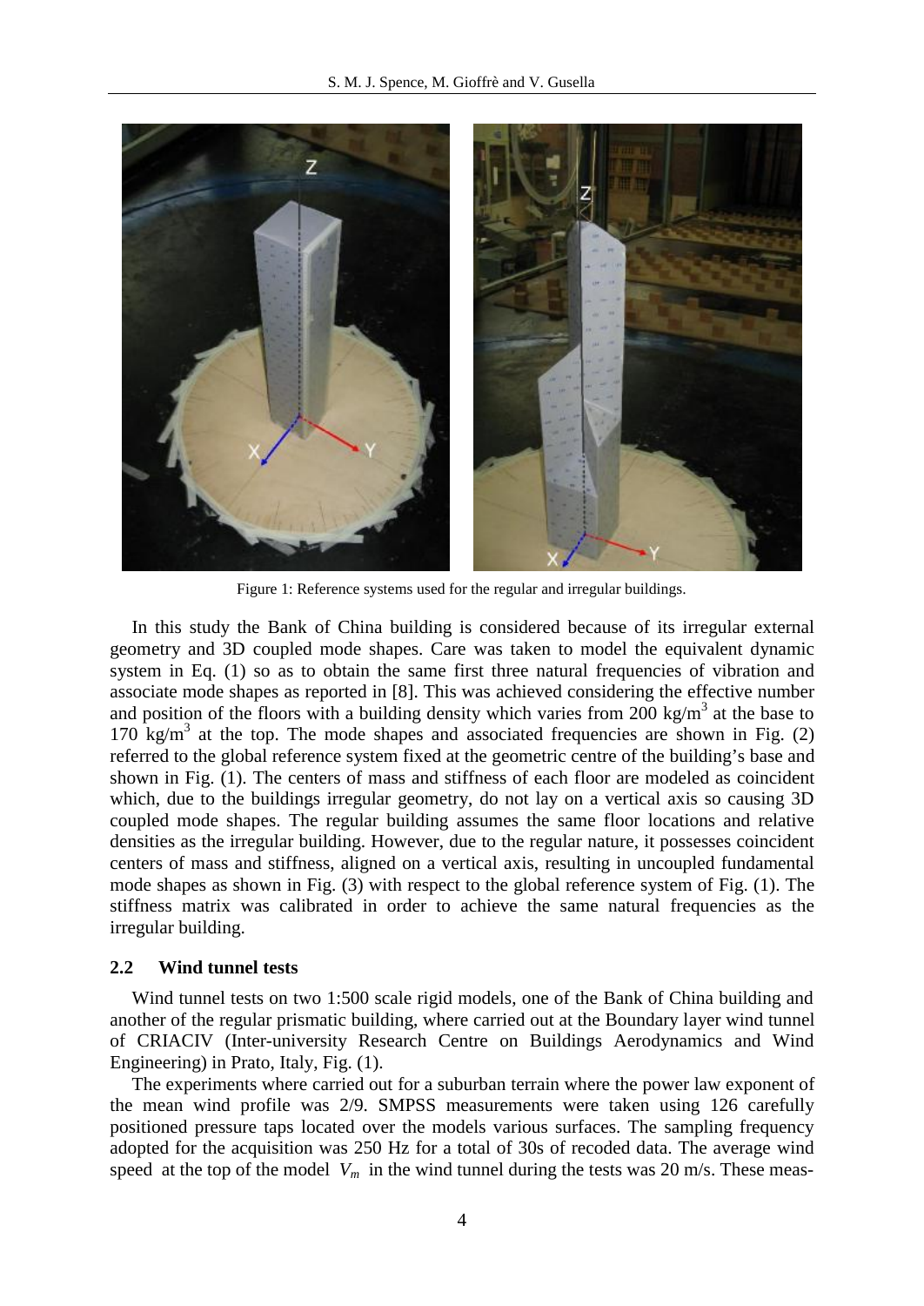Figure 1: Reference systems used for the regular and irregular buildings.

In this study the Bank of China building is considered because of its irregular external geometry and 3D coupled mode shapes. Care was taken to model the equivalent dynamic system in Eq. (1) so as to obtain the same first three natural frequencies of vibration and associate mode shapes as reported in [8]. This was achieved considering the effective number and position of the floors with a building density which varies from 200 kg/m$^3$ at the base to 170 kg/m$^3$ at the top. The mode shapes and associated frequencies are shown in Fig. (2) referred to the global reference system fixed at the geometric centre of the building's base and shown in Fig. (1). The centers of mass and stiffness of each floor are modeled as coincident which, due to the buildings irregular geometry, do not lay on a vertical axis so causing 3D coupled mode shapes. The regular building assumes the same floor locations and relative densities as the irregular building. However, due to the regular nature, it possesses coincident centers of mass and stiffness, aligned on a vertical axis, resulting in uncoupled fundamental mode shapes as shown in Fig. (3) with respect to the global reference system of Fig. (1). The stiffness matrix was calibrated in order to achieve the same natural frequencies as the irregular building.

## 2.2 Wind tunnel tests

Wind tunnel tests on two 1:500 scale rigid models, one of the Bank of China building and another of the regular prismatic building, where carried out at the Boundary layer wind tunnel of CRIACIV (Inter-university Research Centre on Buildings Aerodynamics and Wind Engineering) in Prato, Italy, Fig. (1).

The experiments where carried out for a suburban terrain where the power law exponent of the mean wind profile was 2/9. SMPSS measurements were taken using 126 carefully positioned pressure taps located over the models various surfaces. The sampling frequency adopted for the acquisition was 250 Hz for a total of 30s of recoded data. The average wind speed at the top of the model $V_m$ in the wind tunnel during the tests was 20 m/s. These meas-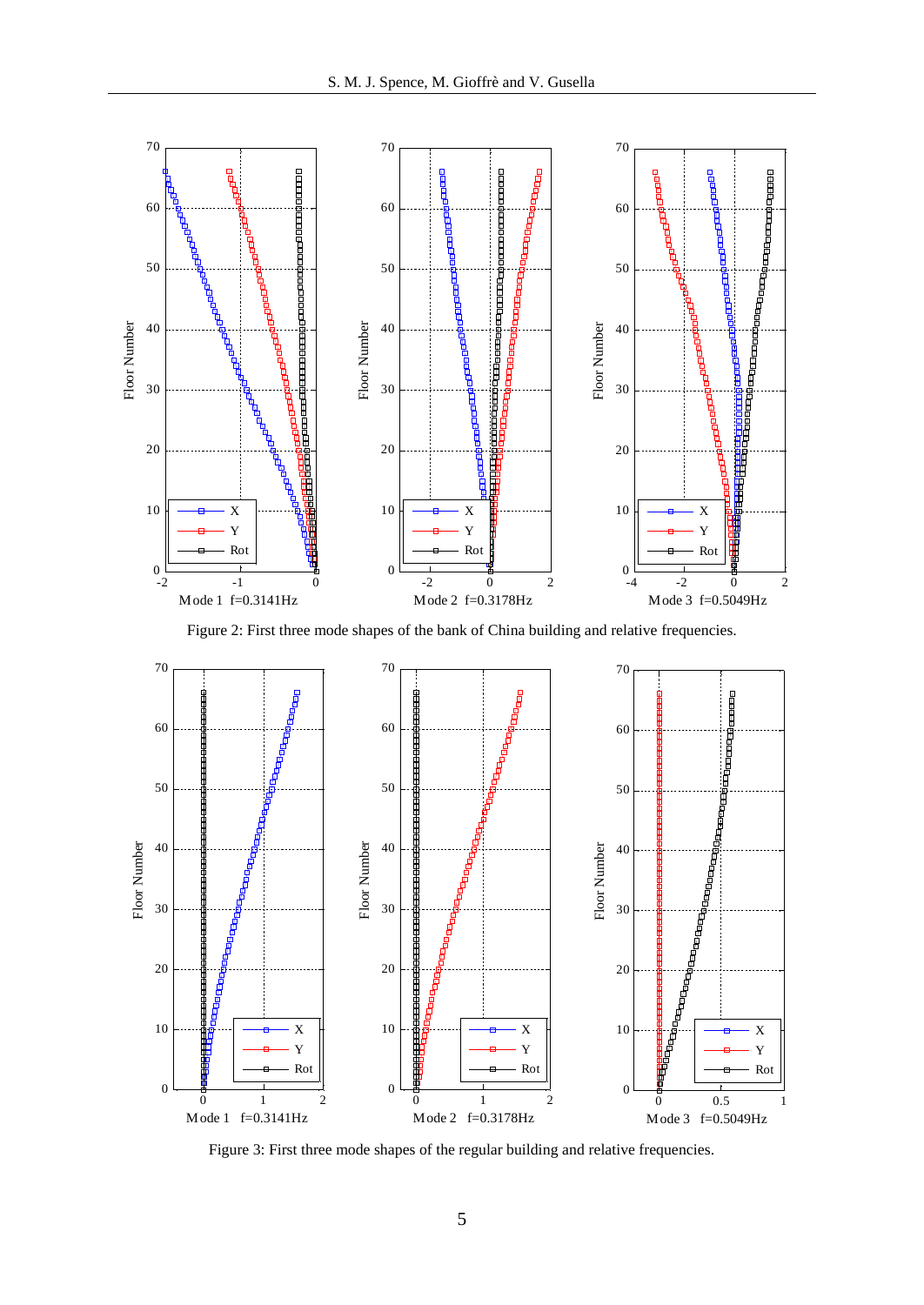Figure 2: First three mode shapes of the bank of China building and relative frequencies.

Figure 3: First three mode shapes of the regular building and relative frequencies.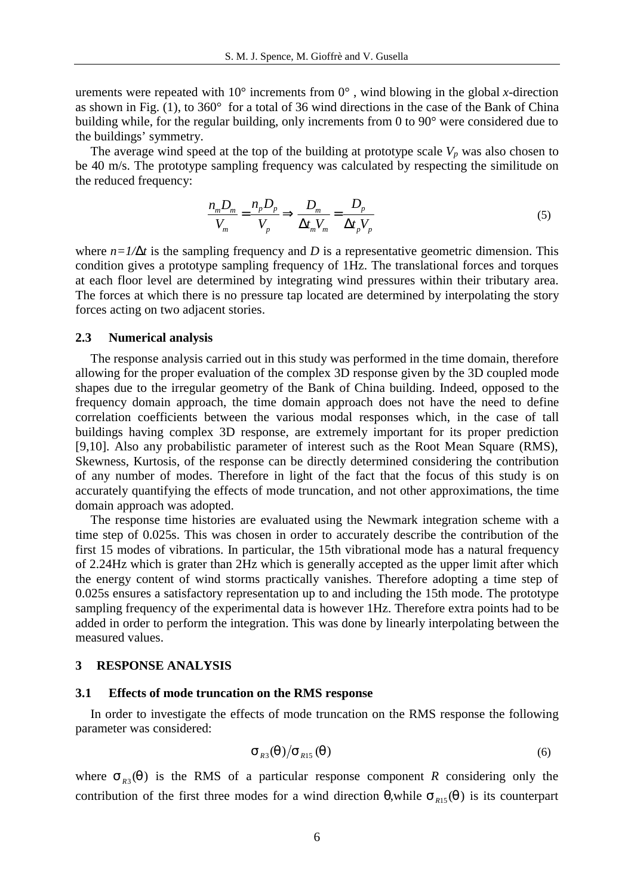urements were repeated with 10° increments from 0° , wind blowing in the global *x*-direction as shown in Fig. (1), to 360° for a total of 36 wind directions in the case of the Bank of China building while, for the regular building, only increments from 0 to 90° were considered due to the buildings' symmetry.

The average wind speed at the top of the building at prototype scale $V_p$ was also chosen to be 40 m/s. The prototype sampling frequency was calculated by respecting the similitude on the reduced frequency:

$$\frac{n_m D_m}{V_m} = \frac{n_p D_p}{V_p} \Rightarrow \frac{D_m}{\Delta t_m V_m} = \frac{D_p}{\Delta t_p V_p} \tag{5}$$

where $n=1/\Delta t$ is the sampling frequency and $D$ is a representative geometric dimension. This condition gives a prototype sampling frequency of 1Hz. The translational forces and torques at each floor level are determined by integrating wind pressures within their tributary area. The forces at which there is no pressure tap located are determined by interpolating the story forces acting on two adjacent stories.

### 2.3 Numerical analysis

The response analysis carried out in this study was performed in the time domain, therefore allowing for the proper evaluation of the complex 3D response given by the 3D coupled mode shapes due to the irregular geometry of the Bank of China building. Indeed, opposed to the frequency domain approach, the time domain approach does not have the need to define correlation coefficients between the various modal responses which, in the case of tall buildings having complex 3D response, are extremely important for its proper prediction [9,10]. Also any probabilistic parameter of interest such as the Root Mean Square (RMS), Skewness, Kurtosis, of the response can be directly determined considering the contribution of any number of modes. Therefore in light of the fact that the focus of this study is on accurately quantifying the effects of mode truncation, and not other approximations, the time domain approach was adopted.

The response time histories are evaluated using the Newmark integration scheme with a time step of 0.025s. This was chosen in order to accurately describe the contribution of the first 15 modes of vibrations. In particular, the 15th vibrational mode has a natural frequency of 2.24Hz which is grater than 2Hz which is generally accepted as the upper limit after which the energy content of wind storms practically vanishes. Therefore adopting a time step of 0.025s ensures a satisfactory representation up to and including the 15th mode. The prototype sampling frequency of the experimental data is however 1Hz. Therefore extra points had to be added in order to perform the integration. This was done by linearly interpolating between the measured values.

## 3 RESPONSE ANALYSIS

### 3.1 Effects of mode truncation on the RMS response

In order to investigate the effects of mode truncation on the RMS response the following parameter was considered:

$$\sigma_{R3}(\theta) / \sigma_{R15}(\theta) \tag{6}$$

where $\sigma_{R3}(\theta)$ is the RMS of a particular response component $R$ considering only the contribution of the first three modes for a wind direction $\theta$, while $\sigma_{R15}(\theta)$ is its counterpart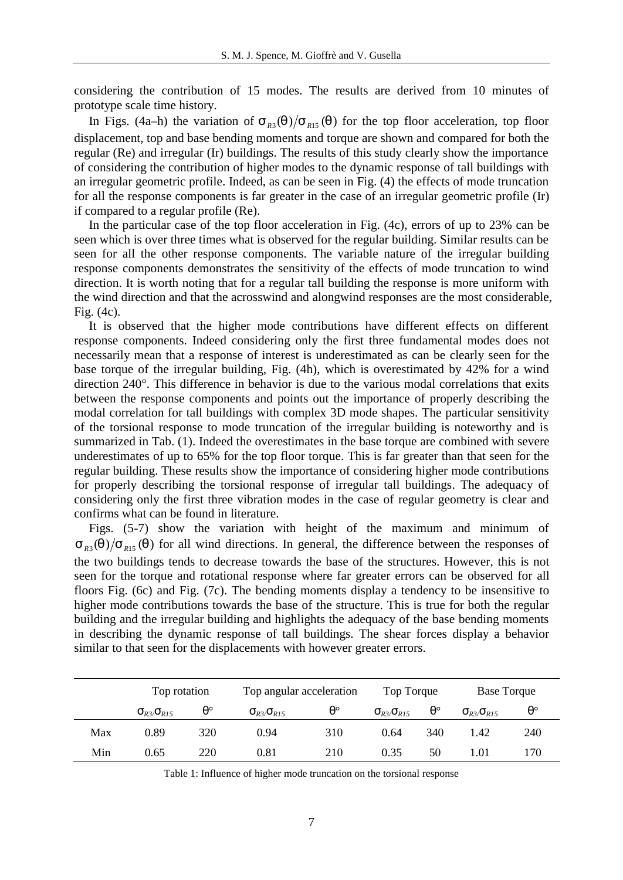considering the contribution of 15 modes. The results are derived from 10 minutes of prototype scale time history.

In Figs. (4a–h) the variation of $\sigma_{R3}(\theta)/\sigma_{R15}(\theta)$ for the top floor acceleration, top floor displacement, top and base bending moments and torque are shown and compared for both the regular (Re) and irregular (Ir) buildings. The results of this study clearly show the importance of considering the contribution of higher modes to the dynamic response of tall buildings with an irregular geometric profile. Indeed, as can be seen in Fig. (4) the effects of mode truncation for all the response components is far greater in the case of an irregular geometric profile (Ir) if compared to a regular profile (Re).

In the particular case of the top floor acceleration in Fig. (4c), errors of up to 23% can be seen which is over three times what is observed for the regular building. Similar results can be seen for all the other response components. The variable nature of the irregular building response components demonstrates the sensitivity of the effects of mode truncation to wind direction. It is worth noting that for a regular tall building the response is more uniform with the wind direction and that the acrosswind and alongwind responses are the most considerable, Fig. (4c).

It is observed that the higher mode contributions have different effects on different response components. Indeed considering only the first three fundamental modes does not necessarily mean that a response of interest is underestimated as can be clearly seen for the base torque of the irregular building, Fig. (4h), which is overestimated by 42% for a wind direction 240°. This difference in behavior is due to the various modal correlations that exits between the response components and points out the importance of properly describing the modal correlation for tall buildings with complex 3D mode shapes. The particular sensitivity of the torsional response to mode truncation of the irregular building is noteworthy and is summarized in Tab. (1). Indeed the overestimates in the base torque are combined with severe underestimates of up to 65% for the top floor torque. This is far greater than that seen for the regular building. These results show the importance of considering higher mode contributions for properly describing the torsional response of irregular tall buildings. The adequacy of considering only the first three vibration modes in the case of regular geometry is clear and confirms what can be found in literature.

Figs. (5-7) show the variation with height of the maximum and minimum of $\sigma_{R3}(\theta)/\sigma_{R15}(\theta)$ for all wind directions. In general, the difference between the responses of the two buildings tends to decrease towards the base of the structures. However, this is not seen for the torque and rotational response where far greater errors can be observed for all floors Fig. (6c) and Fig. (7c). The bending moments display a tendency to be insensitive to higher mode contributions towards the base of the structure. This is true for both the regular building and the irregular building and highlights the adequacy of the base bending moments in describing the dynamic response of tall buildings. The shear forces display a behavior similar to that seen for the displacements with however greater errors.

| | Top rotation | | Top angular acceleration | | Top Torque | | Base Torque | |
|---|---|---|---|---|---|---|---|---|
| | $\sigma_{R3}/\sigma_{R15}$ | $\theta°$ | $\sigma_{R3}/\sigma_{R15}$ | $\theta°$ | $\sigma_{R3}/\sigma_{R15}$ | $\theta°$ | $\sigma_{R3}/\sigma_{R15}$ | $\theta°$ |
| Max | 0.89 | 320 | 0.94 | 310 | 0.64 | 340 | 1.42 | 240 |
| Min | 0.65 | 220 | 0.81 | 210 | 0.35 | 50 | 1.01 | 170 |

Table 1: Influence of higher mode truncation on the torsional response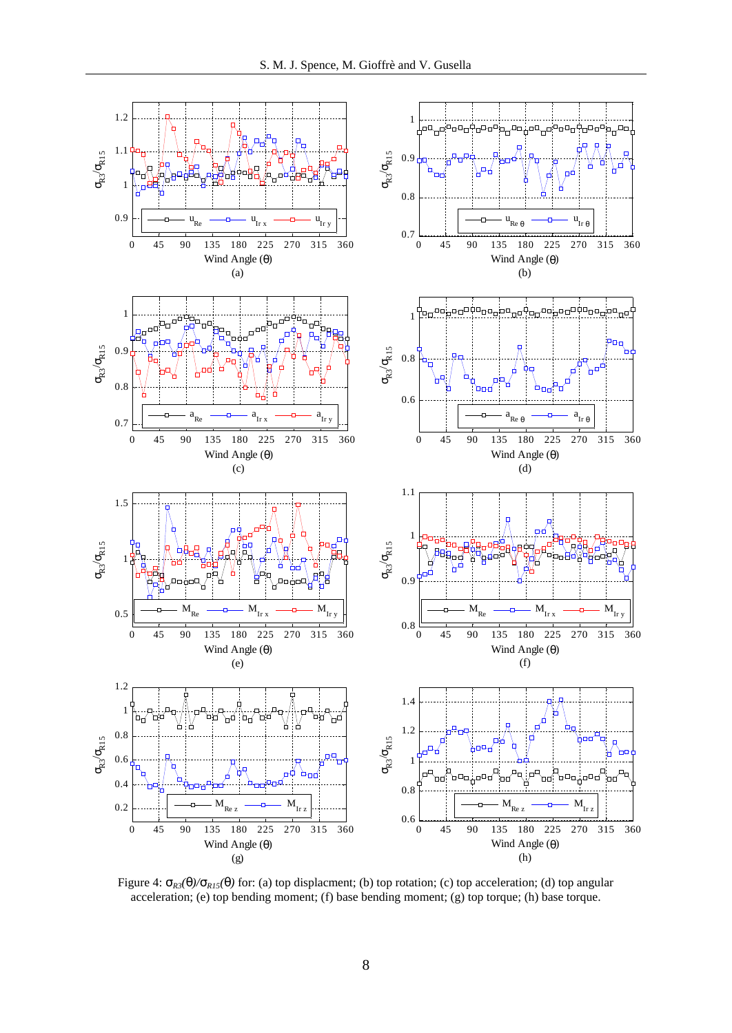Figure 4: $\sigma_{R3}(\theta)/\sigma_{R15}(\theta)$ for: (a) top displacment; (b) top rotation; (c) top acceleration; (d) top angular acceleration; (e) top bending moment; (f) base bending moment; (g) top torque; (h) base torque.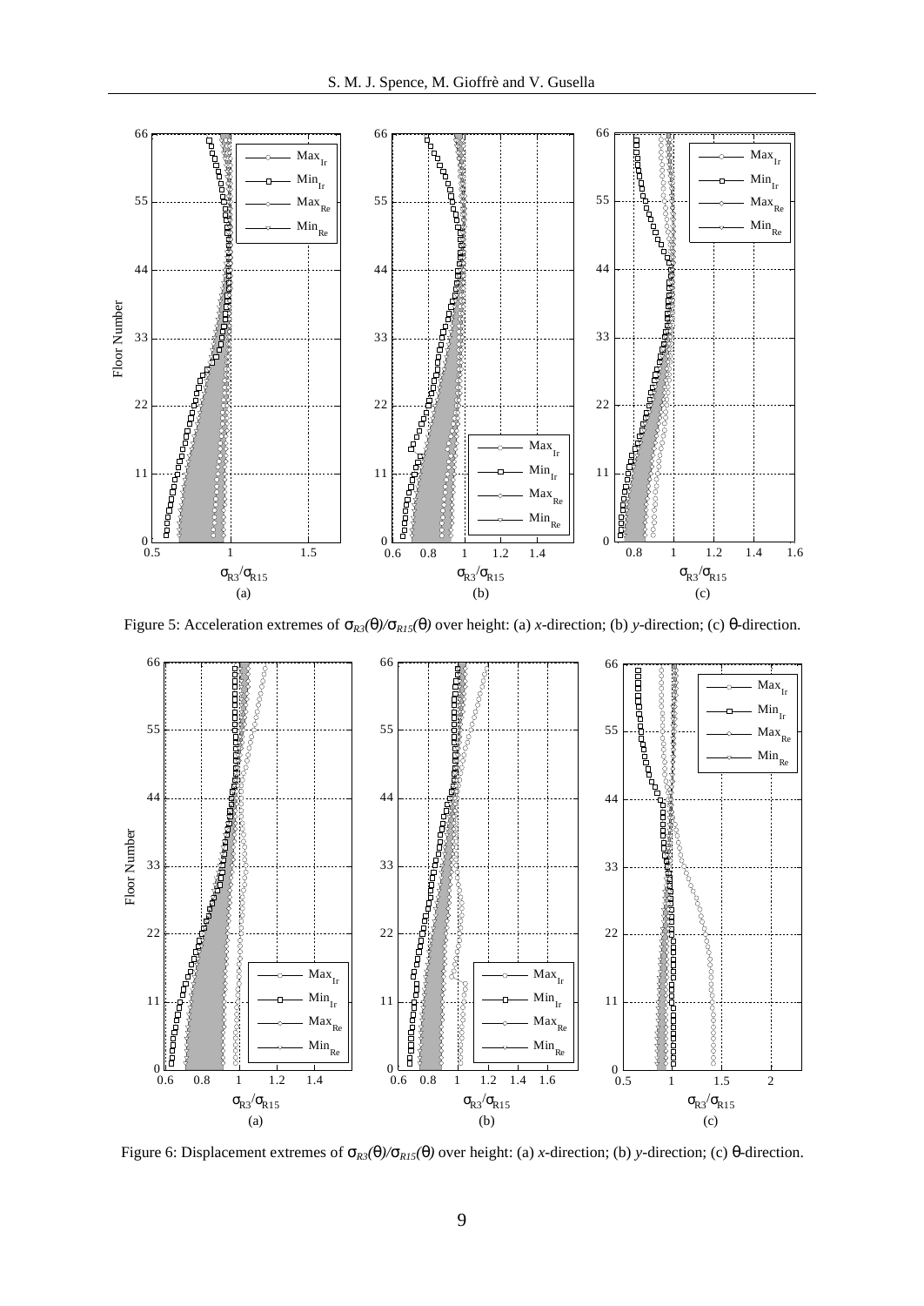Figure 5: Acceleration extremes of $\sigma_{R3}(\theta)/\sigma_{R15}(\theta)$ over height: (a) *x*-direction; (b) *y*-direction; (c) $\theta$-direction.

Figure 6: Displacement extremes of $\sigma_{R3}(\theta)/\sigma_{R15}(\theta)$ over height: (a) *x*-direction; (b) *y*-direction; (c) $\theta$-direction.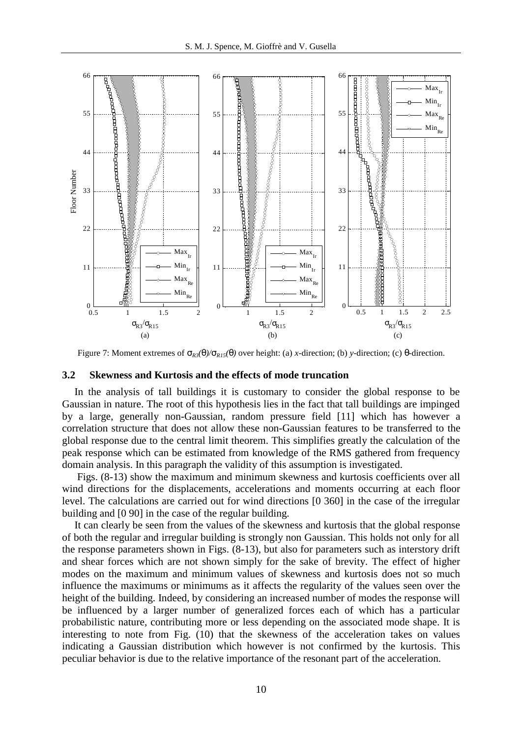Figure 7: Moment extremes of $\sigma_{R3}(\theta)/\sigma_{R15}(\theta)$ over height: (a) *x*-direction; (b) *y*-direction; (c) $\theta$-direction.

### 3.2 Skewness and Kurtosis and the effects of mode truncation

In the analysis of tall buildings it is customary to consider the global response to be Gaussian in nature. The root of this hypothesis lies in the fact that tall buildings are impinged by a large, generally non-Gaussian, random pressure field [11] which has however a correlation structure that does not allow these non-Gaussian features to be transferred to the global response due to the central limit theorem. This simplifies greatly the calculation of the peak response which can be estimated from knowledge of the RMS gathered from frequency domain analysis. In this paragraph the validity of this assumption is investigated.

Figs. (8-13) show the maximum and minimum skewness and kurtosis coefficients over all wind directions for the displacements, accelerations and moments occurring at each floor level. The calculations are carried out for wind directions [0 360] in the case of the irregular building and [0 90] in the case of the regular building.

It can clearly be seen from the values of the skewness and kurtosis that the global response of both the regular and irregular building is strongly non Gaussian. This holds not only for all the response parameters shown in Figs. (8-13), but also for parameters such as interstory drift and shear forces which are not shown simply for the sake of brevity. The effect of higher modes on the maximum and minimum values of skewness and kurtosis does not so much influence the maximums or minimums as it affects the regularity of the values seen over the height of the building. Indeed, by considering an increased number of modes the response will be influenced by a larger number of generalized forces each of which has a particular probabilistic nature, contributing more or less depending on the associated mode shape. It is interesting to note from Fig. (10) that the skewness of the acceleration takes on values indicating a Gaussian distribution which however is not confirmed by the kurtosis. This peculiar behavior is due to the relative importance of the resonant part of the acceleration.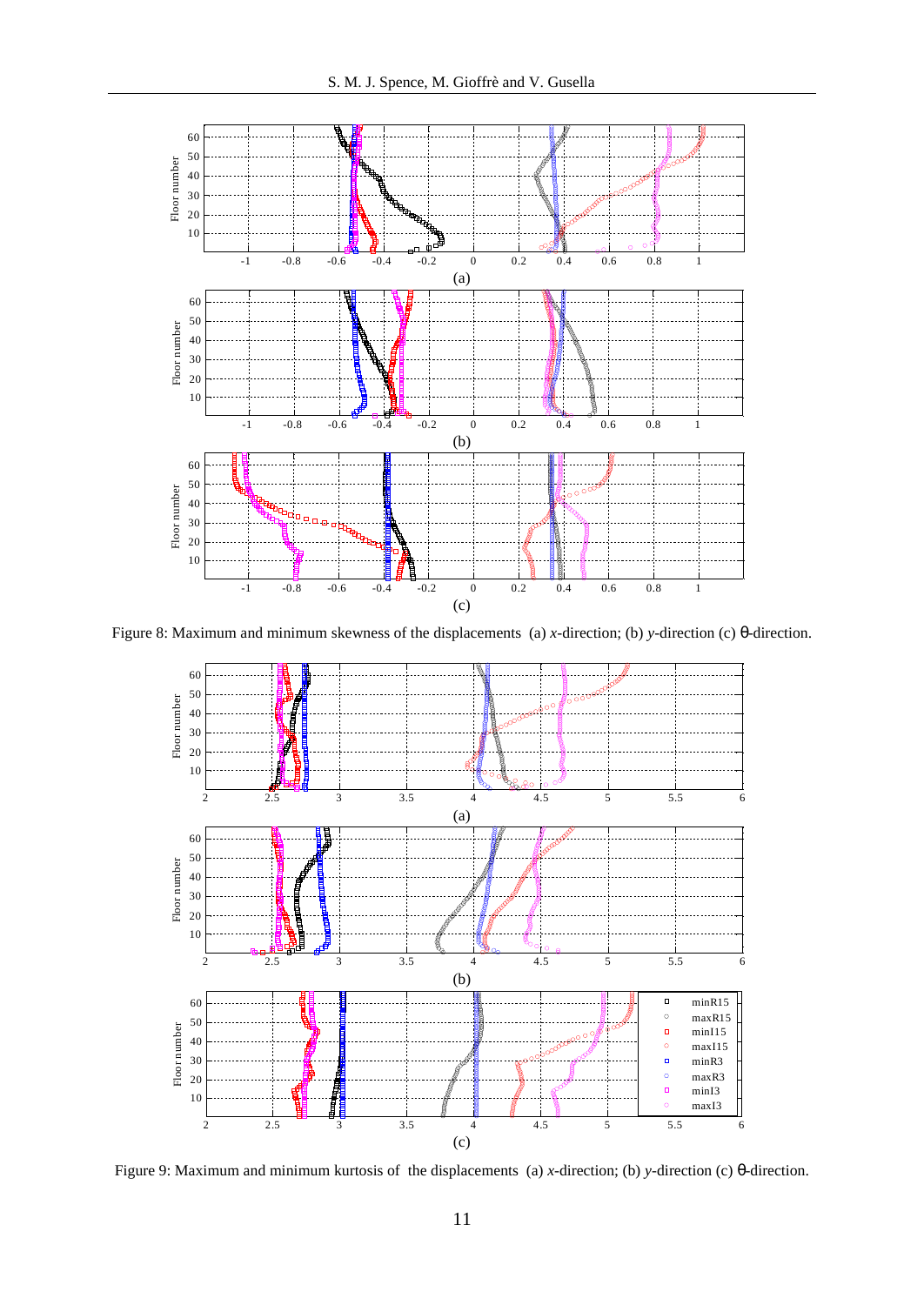Figure 8: Maximum and minimum skewness of the displacements (a) *x*-direction; (b) *y*-direction (c) θ-direction.

Figure 9: Maximum and minimum kurtosis of the displacements (a) *x*-direction; (b) *y*-direction (c) θ-direction.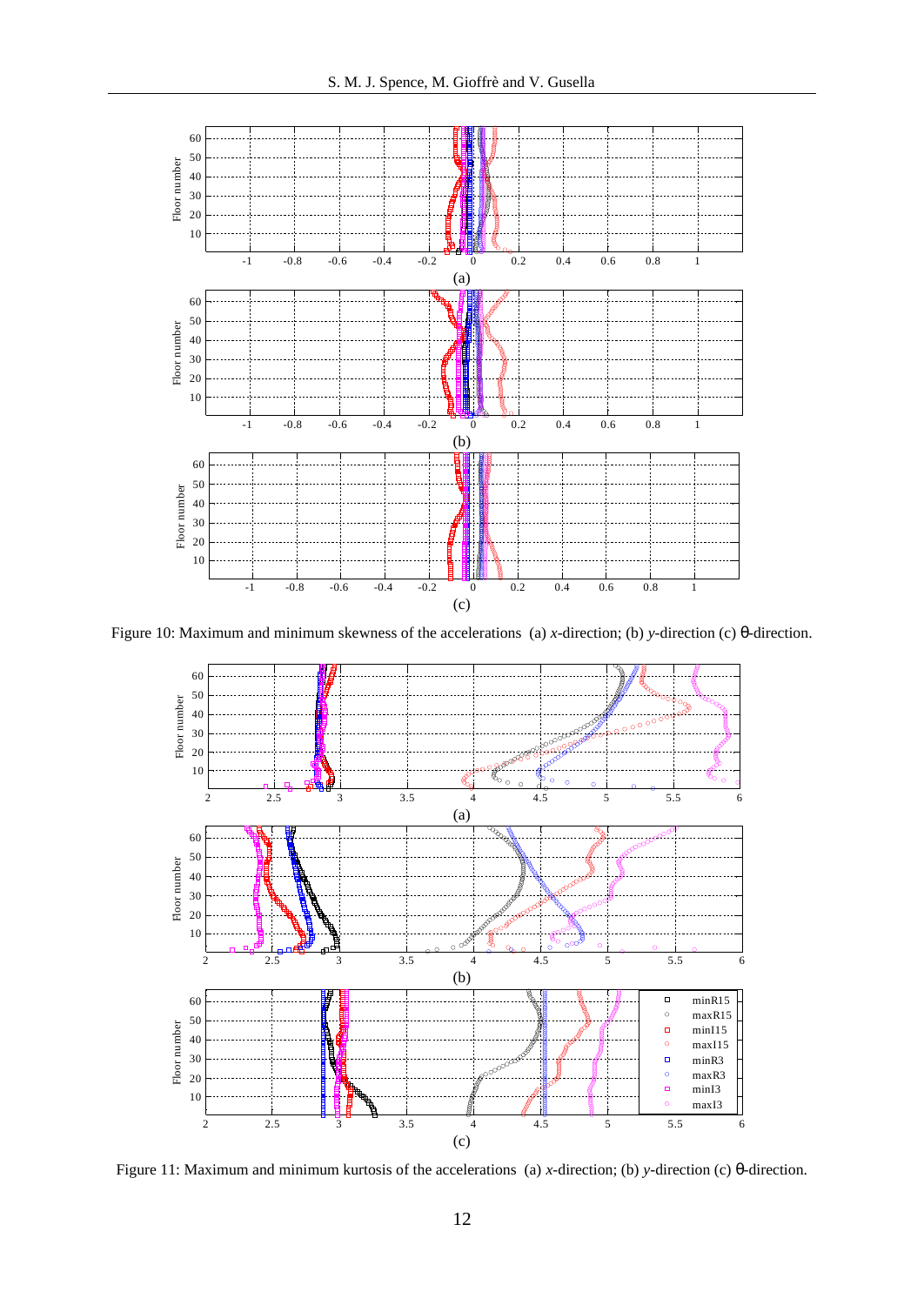Figure 10: Maximum and minimum skewness of the accelerations (a) *x*-direction; (b) *y*-direction (c) θ-direction.

Figure 11: Maximum and minimum kurtosis of the accelerations (a) *x*-direction; (b) *y*-direction (c) θ-direction.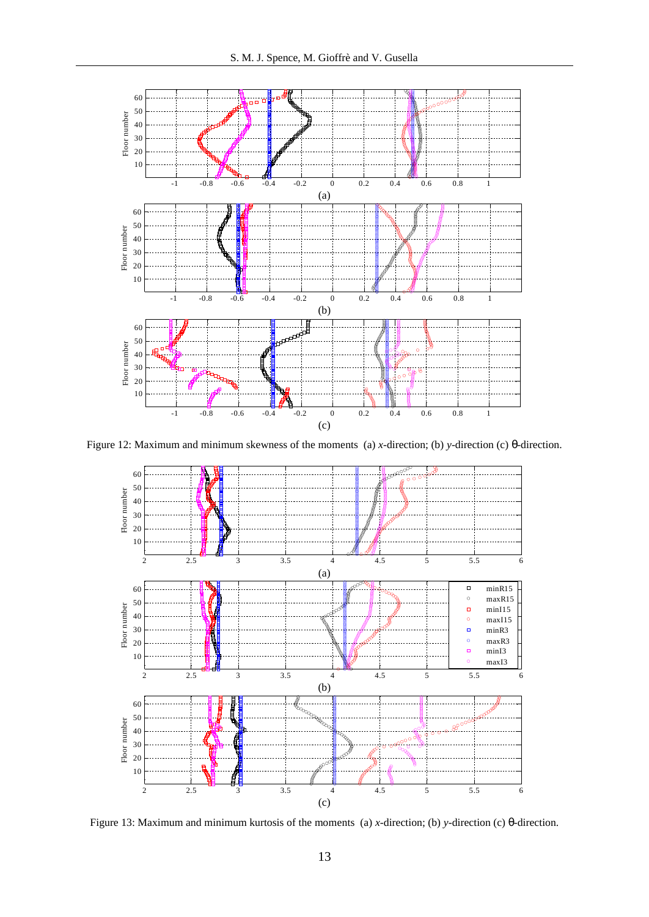Figure 12: Maximum and minimum skewness of the moments (a) *x*-direction; (b) *y*-direction (c) θ-direction.

Figure 13: Maximum and minimum kurtosis of the moments (a) *x*-direction; (b) *y*-direction (c) θ-direction.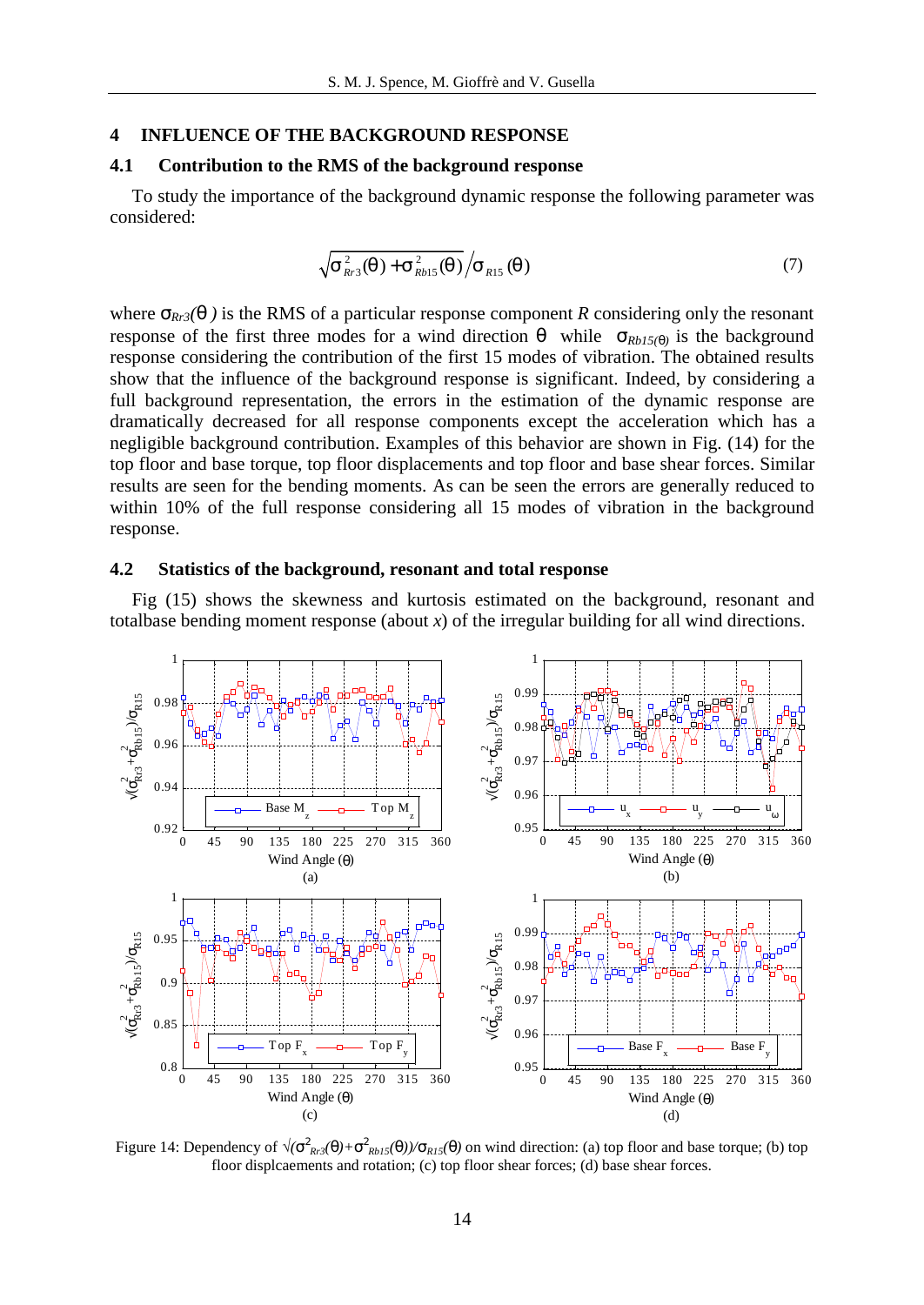## 4 INFLUENCE OF THE BACKGROUND RESPONSE

### 4.1 Contribution to the RMS of the background response

To study the importance of the background dynamic response the following parameter was considered:

$$\sqrt{\sigma^2_{Rr3}(\theta)+\sigma^2_{Rb15}(\theta)}\Big/\sigma_{R15}(\theta) \tag{7}$$

where $\sigma_{Rr3}(\theta)$ is the RMS of a particular response component $R$ considering only the resonant response of the first three modes for a wind direction $\theta$ while $\sigma_{Rb15(\theta)}$ is the background response considering the contribution of the first 15 modes of vibration. The obtained results show that the influence of the background response is significant. Indeed, by considering a full background representation, the errors in the estimation of the dynamic response are dramatically decreased for all response components except the acceleration which has a negligible background contribution. Examples of this behavior are shown in Fig. (14) for the top floor and base torque, top floor displacements and top floor and base shear forces. Similar results are seen for the bending moments. As can be seen the errors are generally reduced to within 10% of the full response considering all 15 modes of vibration in the background response.

### 4.2 Statistics of the background, resonant and total response

Fig (15) shows the skewness and kurtosis estimated on the background, resonant and totalbase bending moment response (about $x$) of the irregular building for all wind directions.

Figure 14: Dependency of $\sqrt{(\sigma^2_{Rr3}(\theta)+\sigma^2_{Rb15}(\theta))}/\sigma_{R15}(\theta)$ on wind direction: (a) top floor and base torque; (b) top floor displcaements and rotation; (c) top floor shear forces; (d) base shear forces.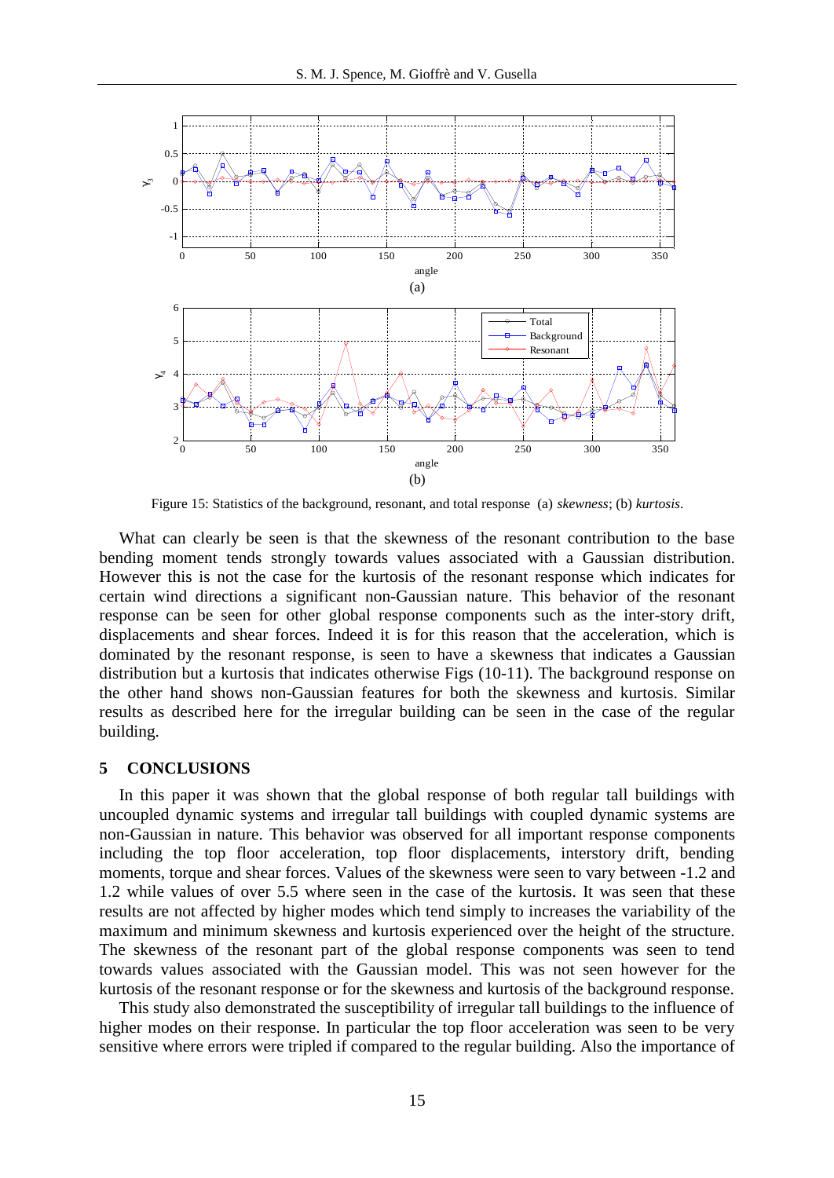Figure 15: Statistics of the background, resonant, and total response (a) *skewness*; (b) *kurtosis*.

What can clearly be seen is that the skewness of the resonant contribution to the base bending moment tends strongly towards values associated with a Gaussian distribution. However this is not the case for the kurtosis of the resonant response which indicates for certain wind directions a significant non-Gaussian nature. This behavior of the resonant response can be seen for other global response components such as the inter-story drift, displacements and shear forces. Indeed it is for this reason that the acceleration, which is dominated by the resonant response, is seen to have a skewness that indicates a Gaussian distribution but a kurtosis that indicates otherwise Figs (10-11). The background response on the other hand shows non-Gaussian features for both the skewness and kurtosis. Similar results as described here for the irregular building can be seen in the case of the regular building.

## 5 CONCLUSIONS

In this paper it was shown that the global response of both regular tall buildings with uncoupled dynamic systems and irregular tall buildings with coupled dynamic systems are non-Gaussian in nature. This behavior was observed for all important response components including the top floor acceleration, top floor displacements, interstory drift, bending moments, torque and shear forces. Values of the skewness were seen to vary between -1.2 and 1.2 while values of over 5.5 where seen in the case of the kurtosis. It was seen that these results are not affected by higher modes which tend simply to increases the variability of the maximum and minimum skewness and kurtosis experienced over the height of the structure. The skewness of the resonant part of the global response components was seen to tend towards values associated with the Gaussian model. This was not seen however for the kurtosis of the resonant response or for the skewness and kurtosis of the background response.

This study also demonstrated the susceptibility of irregular tall buildings to the influence of higher modes on their response. In particular the top floor acceleration was seen to be very sensitive where errors were tripled if compared to the regular building. Also the importance of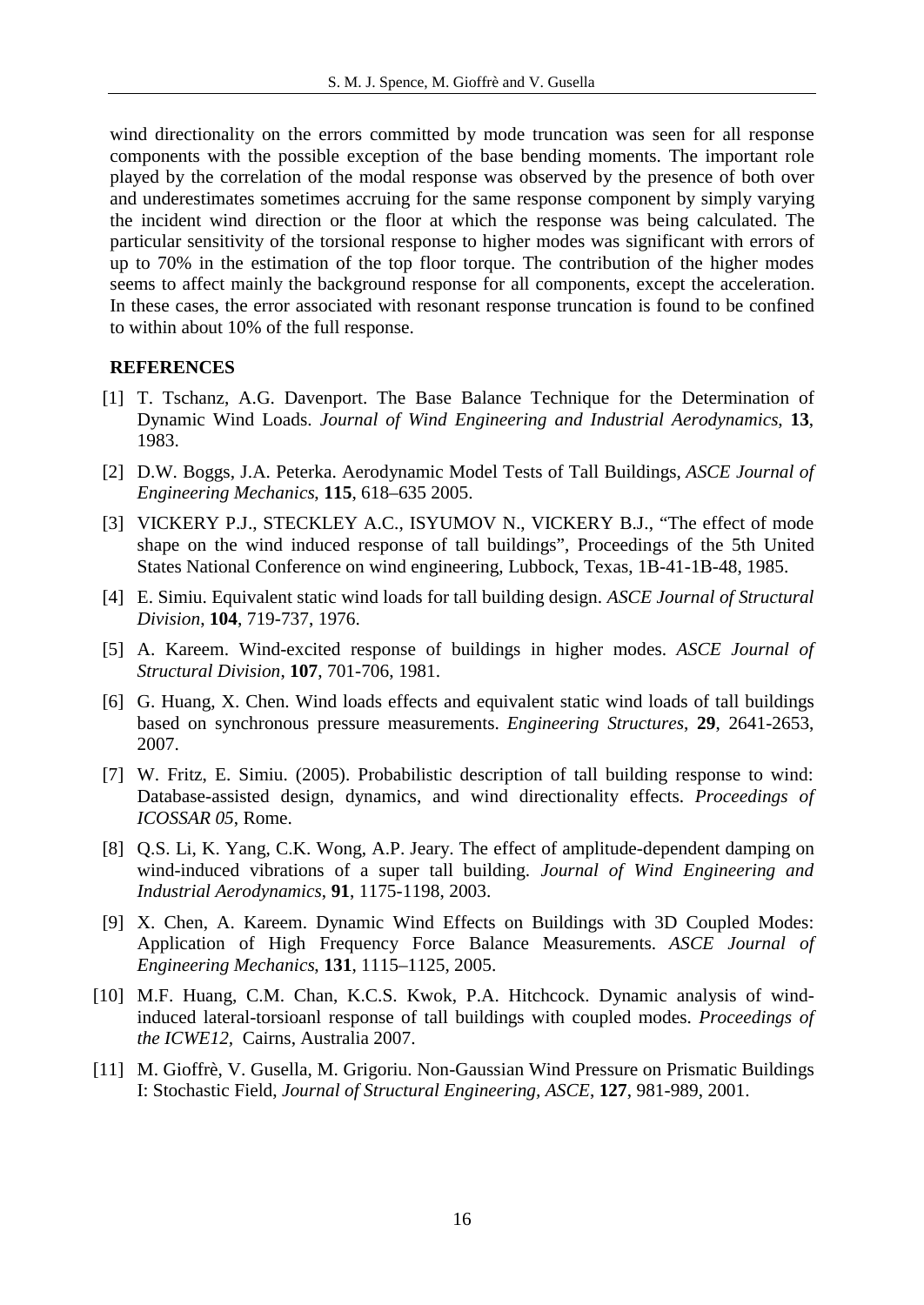wind directionality on the errors committed by mode truncation was seen for all response components with the possible exception of the base bending moments. The important role played by the correlation of the modal response was observed by the presence of both over and underestimates sometimes accruing for the same response component by simply varying the incident wind direction or the floor at which the response was being calculated. The particular sensitivity of the torsional response to higher modes was significant with errors of up to 70% in the estimation of the top floor torque. The contribution of the higher modes seems to affect mainly the background response for all components, except the acceleration. In these cases, the error associated with resonant response truncation is found to be confined to within about 10% of the full response.

## REFERENCES

[1] T. Tschanz, A.G. Davenport. The Base Balance Technique for the Determination of Dynamic Wind Loads. *Journal of Wind Engineering and Industrial Aerodynamics*, **13**, 1983.

[2] D.W. Boggs, J.A. Peterka. Aerodynamic Model Tests of Tall Buildings, *ASCE Journal of Engineering Mechanics*, **115**, 618–635 2005.

[3] VICKERY P.J., STECKLEY A.C., ISYUMOV N., VICKERY B.J., "The effect of mode shape on the wind induced response of tall buildings", Proceedings of the 5th United States National Conference on wind engineering, Lubbock, Texas, 1B-41-1B-48, 1985.

[4] E. Simiu. Equivalent static wind loads for tall building design. *ASCE Journal of Structural Division*, **104**, 719-737, 1976.

[5] A. Kareem. Wind-excited response of buildings in higher modes. *ASCE Journal of Structural Division*, **107**, 701-706, 1981.

[6] G. Huang, X. Chen. Wind loads effects and equivalent static wind loads of tall buildings based on synchronous pressure measurements. *Engineering Structures*, **29**, 2641-2653, 2007.

[7] W. Fritz, E. Simiu. (2005). Probabilistic description of tall building response to wind: Database-assisted design, dynamics, and wind directionality effects. *Proceedings of ICOSSAR 05*, Rome.

[8] Q.S. Li, K. Yang, C.K. Wong, A.P. Jeary. The effect of amplitude-dependent damping on wind-induced vibrations of a super tall building. *Journal of Wind Engineering and Industrial Aerodynamics*, **91**, 1175-1198, 2003.

[9] X. Chen, A. Kareem. Dynamic Wind Effects on Buildings with 3D Coupled Modes: Application of High Frequency Force Balance Measurements. *ASCE Journal of Engineering Mechanics*, **131**, 1115–1125, 2005.

[10] M.F. Huang, C.M. Chan, K.C.S. Kwok, P.A. Hitchcock. Dynamic analysis of wind-induced lateral-torsioanl response of tall buildings with coupled modes. *Proceedings of the ICWE12*, Cairns, Australia 2007.

[11] M. Gioffrè, V. Gusella, M. Grigoriu. Non-Gaussian Wind Pressure on Prismatic Buildings I: Stochastic Field, *Journal of Structural Engineering, ASCE*, **127**, 981-989, 2001.